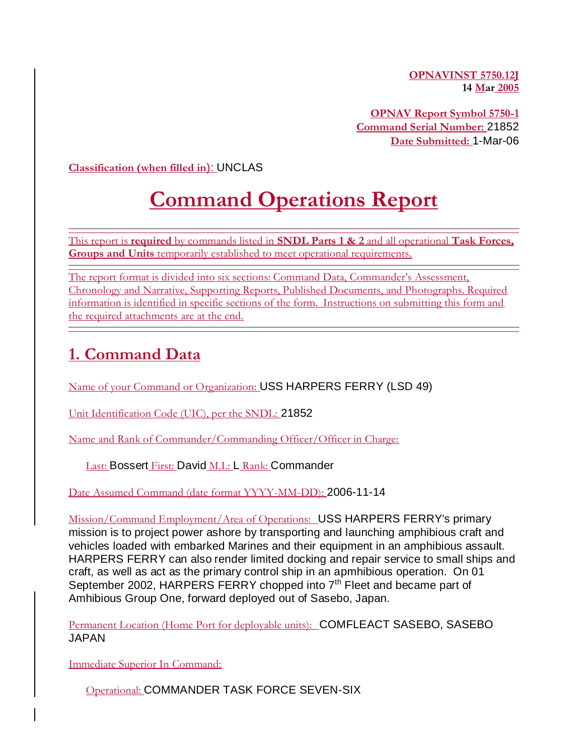**OPNAVINST 5750.12J**
**14 Mar 2005**

**OPNAV Report Symbol 5750-1**
**Command Serial Number:** 21852
**Date Submitted:** 1-Mar-06

**Classification (when filled in):** UNCLAS

# Command Operations Report

This report is **required** by commands listed in **SNDL Parts 1 & 2** and all operational **Task Forces, Groups and Units** temporarily established to meet operational requirements.

The report format is divided into six sections: Command Data, Commander's Assessment, Chronology and Narrative, Supporting Reports, Published Documents, and Photographs. Required information is identified in specific sections of the form. Instructions on submitting this form and the required attachments are at the end.

## 1. Command Data

Name of your Command or Organization: USS HARPERS FERRY (LSD 49)

Unit Identification Code (UIC), per the SNDL: 21852

Name and Rank of Commander/Commanding Officer/Officer in Charge:

Last: Bossert First: David M.I.: L Rank: Commander

Date Assumed Command (date format YYYY-MM-DD): 2006-11-14

Mission/Command Employment/Area of Operations: USS HARPERS FERRY's primary mission is to project power ashore by transporting and launching amphibious craft and vehicles loaded with embarked Marines and their equipment in an amphibious assault. HARPERS FERRY can also render limited docking and repair service to small ships and craft, as well as act as the primary control ship in an apmhibious operation. On 01 September 2002, HARPERS FERRY chopped into 7th Fleet and became part of Amhibious Group One, forward deployed out of Sasebo, Japan.

Permanent Location (Home Port for deployable units): COMFLEACT SASEBO, SASEBO JAPAN

Immediate Superior In Command:

Operational: COMMANDER TASK FORCE SEVEN-SIX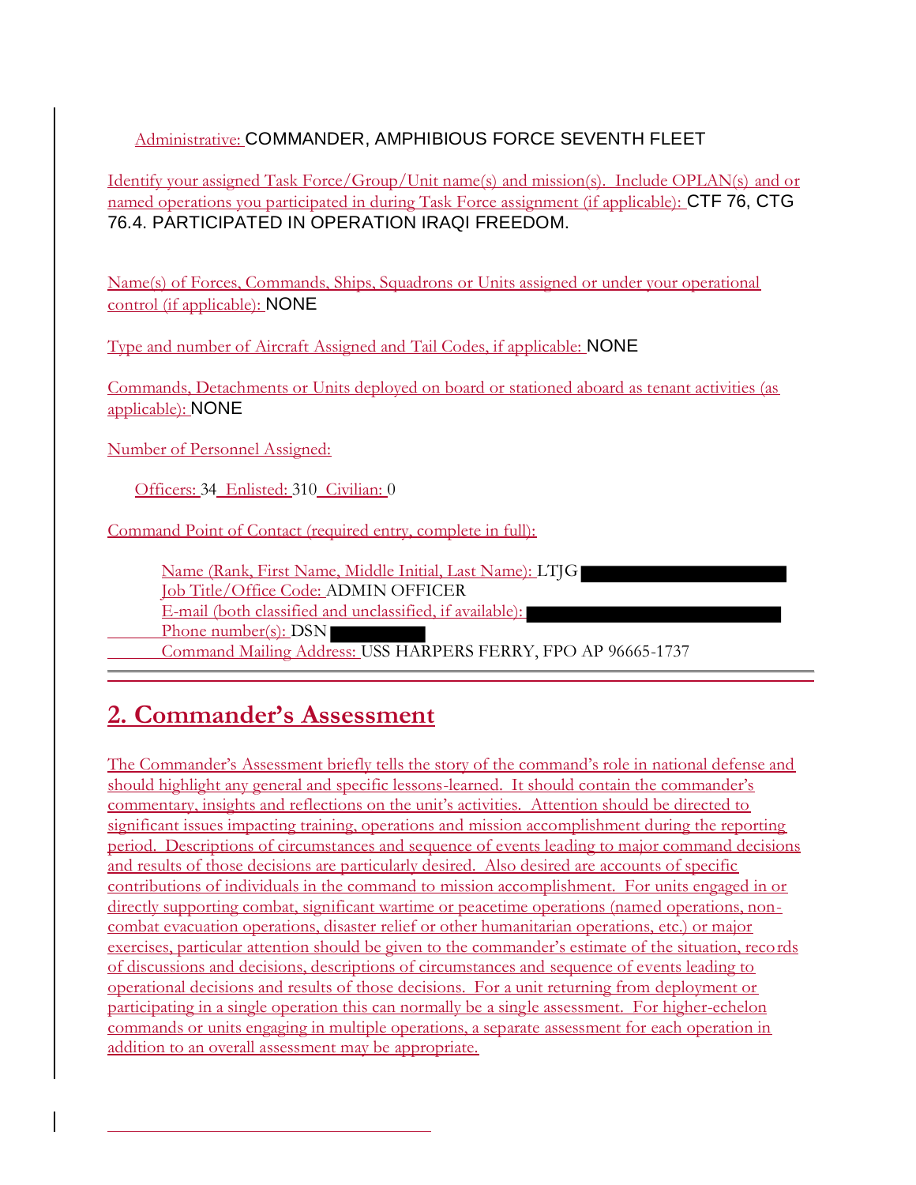Administrative: COMMANDER, AMPHIBIOUS FORCE SEVENTH FLEET

Identify your assigned Task Force/Group/Unit name(s) and mission(s). Include OPLAN(s) and or named operations you participated in during Task Force assignment (if applicable): CTF 76, CTG 76.4. PARTICIPATED IN OPERATION IRAQI FREEDOM.

Name(s) of Forces, Commands, Ships, Squadrons or Units assigned or under your operational control (if applicable): NONE

Type and number of Aircraft Assigned and Tail Codes, if applicable: NONE

Commands, Detachments or Units deployed on board or stationed aboard as tenant activities (as applicable): NONE

Number of Personnel Assigned:

Officers: 34 Enlisted: 310 Civilian: 0

Command Point of Contact (required entry, complete in full):

Name (Rank, First Name, Middle Initial, Last Name): LTJG [REDACTED]
Job Title/Office Code: ADMIN OFFICER
E-mail (both classified and unclassified, if available): [REDACTED]
Phone number(s): DSN [REDACTED]
Command Mailing Address: USS HARPERS FERRY, FPO AP 96665-1737

---

## 2. Commander's Assessment

The Commander's Assessment briefly tells the story of the command's role in national defense and should highlight any general and specific lessons-learned. It should contain the commander's commentary, insights and reflections on the unit's activities. Attention should be directed to significant issues impacting training, operations and mission accomplishment during the reporting period. Descriptions of circumstances and sequence of events leading to major command decisions and results of those decisions are particularly desired. Also desired are accounts of specific contributions of individuals in the command to mission accomplishment. For units engaged in or directly supporting combat, significant wartime or peacetime operations (named operations, non-combat evacuation operations, disaster relief or other humanitarian operations, etc.) or major exercises, particular attention should be given to the commander's estimate of the situation, records of discussions and decisions, descriptions of circumstances and sequence of events leading to operational decisions and results of those decisions. For a unit returning from deployment or participating in a single operation this can normally be a single assessment. For higher-echelon commands or units engaging in multiple operations, a separate assessment for each operation in addition to an overall assessment may be appropriate.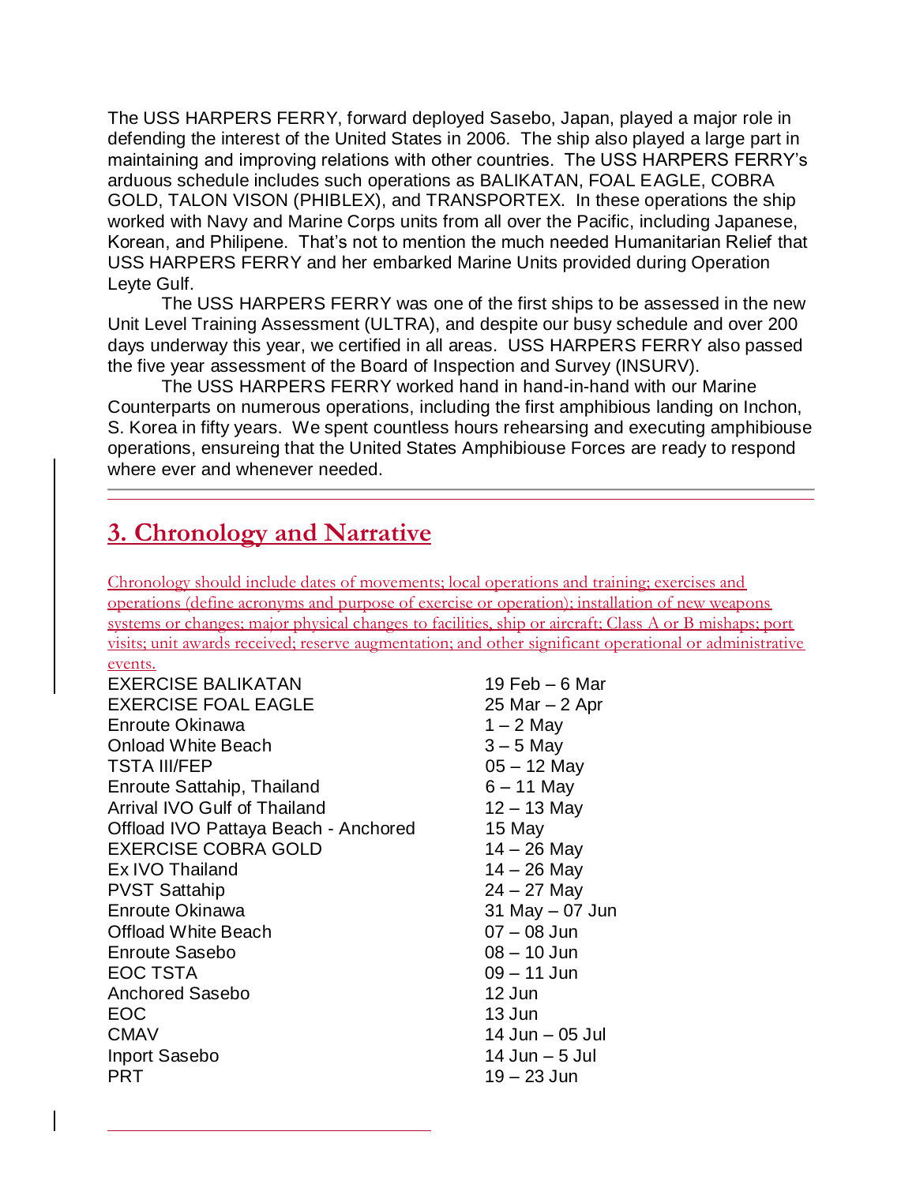The USS HARPERS FERRY, forward deployed Sasebo, Japan, played a major role in defending the interest of the United States in 2006. The ship also played a large part in maintaining and improving relations with other countries. The USS HARPERS FERRY's arduous schedule includes such operations as BALIKATAN, FOAL EAGLE, COBRA GOLD, TALON VISON (PHIBLEX), and TRANSPORTEX. In these operations the ship worked with Navy and Marine Corps units from all over the Pacific, including Japanese, Korean, and Philipene. That's not to mention the much needed Humanitarian Relief that USS HARPERS FERRY and her embarked Marine Units provided during Operation Leyte Gulf.

The USS HARPERS FERRY was one of the first ships to be assessed in the new Unit Level Training Assessment (ULTRA), and despite our busy schedule and over 200 days underway this year, we certified in all areas. USS HARPERS FERRY also passed the five year assessment of the Board of Inspection and Survey (INSURV).

The USS HARPERS FERRY worked hand in hand-in-hand with our Marine Counterparts on numerous operations, including the first amphibious landing on Inchon, S. Korea in fifty years. We spent countless hours rehearsing and executing amphibiouse operations, ensureing that the United States Amphibiouse Forces are ready to respond where ever and whenever needed.

## 3. Chronology and Narrative

Chronology should include dates of movements; local operations and training; exercises and operations (define acronyms and purpose of exercise or operation); installation of new weapons systems or changes; major physical changes to facilities, ship or aircraft; Class A or B mishaps; port visits; unit awards received; reserve augmentation; and other significant operational or administrative events.

| | |
|---|---|
| EXERCISE BALIKATAN | 19 Feb – 6 Mar |
| EXERCISE FOAL EAGLE | 25 Mar – 2 Apr |
| Enroute Okinawa | 1 – 2 May |
| Onload White Beach | 3 – 5 May |
| TSTA III/FEP | 05 – 12 May |
| Enroute Sattahip, Thailand | 6 – 11 May |
| Arrival IVO Gulf of Thailand | 12 – 13 May |
| Offload IVO Pattaya Beach - Anchored | 15 May |
| EXERCISE COBRA GOLD | 14 – 26 May |
| Ex IVO Thailand | 14 – 26 May |
| PVST Sattahip | 24 – 27 May |
| Enroute Okinawa | 31 May – 07 Jun |
| Offload White Beach | 07 – 08 Jun |
| Enroute Sasebo | 08 – 10 Jun |
| EOC TSTA | 09 – 11 Jun |
| Anchored Sasebo | 12 Jun |
| EOC | 13 Jun |
| CMAV | 14 Jun – 05 Jul |
| Inport Sasebo | 14 Jun – 5 Jul |
| PRT | 19 – 23 Jun |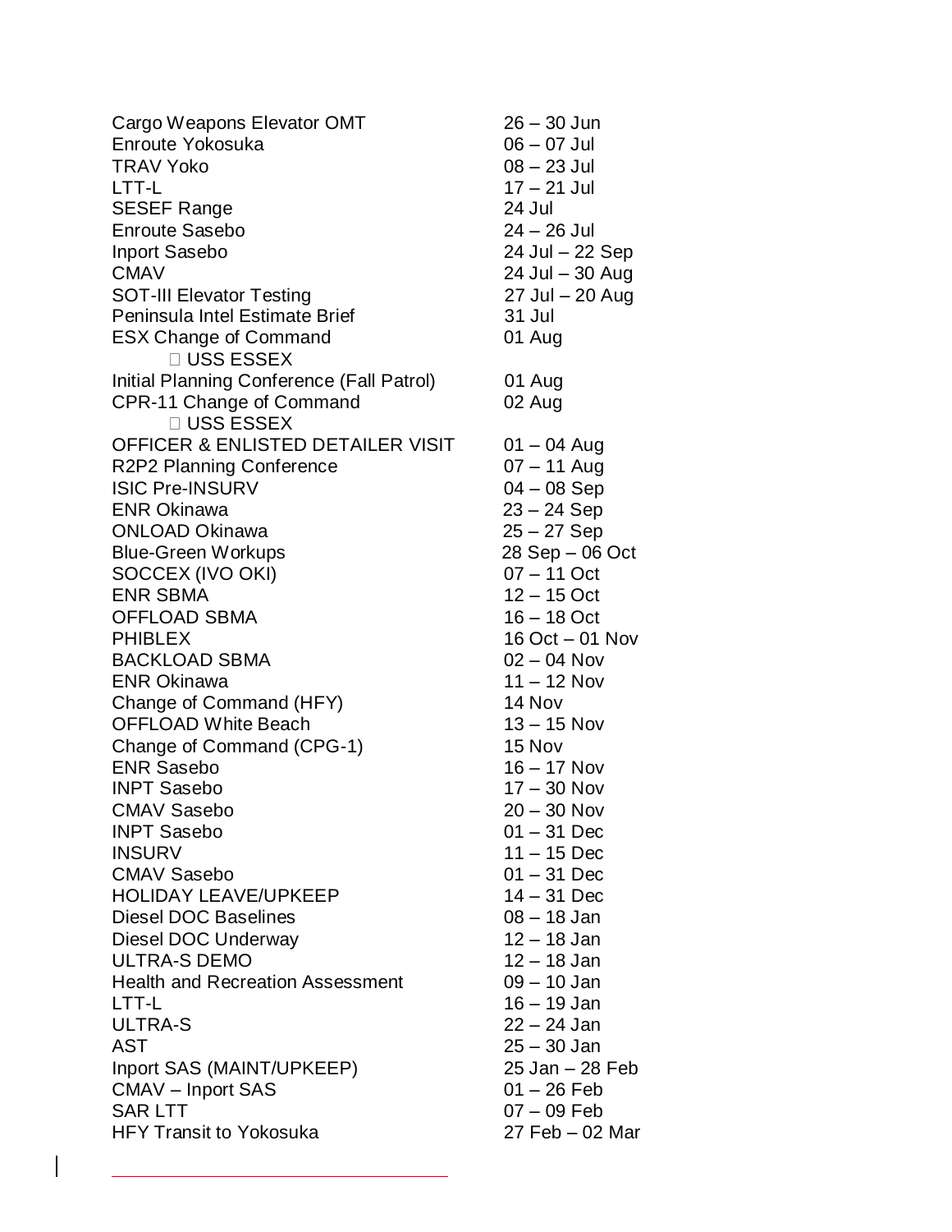| Event | Dates |
|---|---|
| Cargo Weapons Elevator OMT | 26 – 30 Jun |
| Enroute Yokosuka | 06 – 07 Jul |
| TRAV Yoko | 08 – 23 Jul |
| LTT-L | 17 – 21 Jul |
| SESEF Range | 24 Jul |
| Enroute Sasebo | 24 – 26 Jul |
| Inport Sasebo | 24 Jul – 22 Sep |
| CMAV | 24 Jul – 30 Aug |
| SOT-III Elevator Testing | 27 Jul – 20 Aug |
| Peninsula Intel Estimate Brief | 31 Jul |
| ESX Change of Command<br>  USS ESSEX | 01 Aug |
| Initial Planning Conference (Fall Patrol) | 01 Aug |
| CPR-11 Change of Command<br>  USS ESSEX | 02 Aug |
| OFFICER & ENLISTED DETAILER VISIT | 01 – 04 Aug |
| R2P2 Planning Conference | 07 – 11 Aug |
| ISIC Pre-INSURV | 04 – 08 Sep |
| ENR Okinawa | 23 – 24 Sep |
| ONLOAD Okinawa | 25 – 27 Sep |
| Blue-Green Workups | 28 Sep – 06 Oct |
| SOCCEX (IVO OKI) | 07 – 11 Oct |
| ENR SBMA | 12 – 15 Oct |
| OFFLOAD SBMA | 16 – 18 Oct |
| PHIBLEX | 16 Oct – 01 Nov |
| BACKLOAD SBMA | 02 – 04 Nov |
| ENR Okinawa | 11 – 12 Nov |
| Change of Command (HFY) | 14 Nov |
| OFFLOAD White Beach | 13 – 15 Nov |
| Change of Command (CPG-1) | 15 Nov |
| ENR Sasebo | 16 – 17 Nov |
| INPT Sasebo | 17 – 30 Nov |
| CMAV Sasebo | 20 – 30 Nov |
| INPT Sasebo | 01 – 31 Dec |
| INSURV | 11 – 15 Dec |
| CMAV Sasebo | 01 – 31 Dec |
| HOLIDAY LEAVE/UPKEEP | 14 – 31 Dec |
| Diesel DOC Baselines | 08 – 18 Jan |
| Diesel DOC Underway | 12 – 18 Jan |
| ULTRA-S DEMO | 12 – 18 Jan |
| Health and Recreation Assessment | 09 – 10 Jan |
| LTT-L | 16 – 19 Jan |
| ULTRA-S | 22 – 24 Jan |
| AST | 25 – 30 Jan |
| Inport SAS (MAINT/UPKEEP) | 25 Jan – 28 Feb |
| CMAV – Inport SAS | 01 – 26 Feb |
| SAR LTT | 07 – 09 Feb |
| HFY Transit to Yokosuka | 27 Feb – 02 Mar |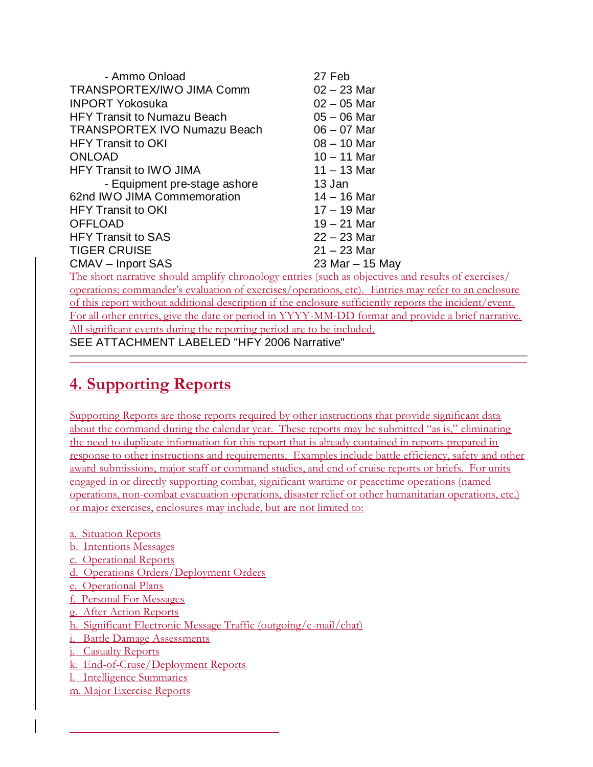| | |
|---|---|
| - Ammo Onload | 27 Feb |
| TRANSPORTEX/IWO JIMA Comm | 02 – 23 Mar |
| INPORT Yokosuka | 02 – 05 Mar |
| HFY Transit to Numazu Beach | 05 – 06 Mar |
| TRANSPORTEX IVO Numazu Beach | 06 – 07 Mar |
| HFY Transit to OKI | 08 – 10 Mar |
| ONLOAD | 10 – 11 Mar |
| HFY Transit to IWO JIMA | 11 – 13 Mar |
| - Equipment pre-stage ashore | 13 Jan |
| 62nd IWO JIMA Commemoration | 14 – 16 Mar |
| HFY Transit to OKI | 17 – 19 Mar |
| OFFLOAD | 19 – 21 Mar |
| HFY Transit to SAS | 22 – 23 Mar |
| TIGER CRUISE | 21 – 23 Mar |
| CMAV – Inport SAS | 23 Mar – 15 May |

The short narrative should amplify chronology entries (such as objectives and results of exercises/ operations; commander's evaluation of exercises/operations, etc). Entries may refer to an enclosure of this report without additional description if the enclosure sufficiently reports the incident/event. For all other entries, give the date or period in YYYY-MM-DD format and provide a brief narrative. All significant events during the reporting period are to be included.

SEE ATTACHMENT LABELED "HFY 2006 Narrative"

---

## 4. Supporting Reports

Supporting Reports are those reports required by other instructions that provide significant data about the command during the calendar year. These reports may be submitted "as is," eliminating the need to duplicate information for this report that is already contained in reports prepared in response to other instructions and requirements. Examples include battle efficiency, safety and other award submissions, major staff or command studies, and end of cruise reports or briefs. For units engaged in or directly supporting combat, significant wartime or peacetime operations (named operations, non-combat evacuation operations, disaster relief or other humanitarian operations, etc.) or major exercises, enclosures may include, but are not limited to:

a. Situation Reports
b. Intentions Messages
c. Operational Reports
d. Operations Orders/Deployment Orders
e. Operational Plans
f. Personal For Messages
g. After Action Reports
h. Significant Electronic Message Traffic (outgoing/e-mail/chat)
i. Battle Damage Assessments
j. Casualty Reports
k. End-of-Cruse/Deployment Reports
l. Intelligence Summaries
m. Major Exercise Reports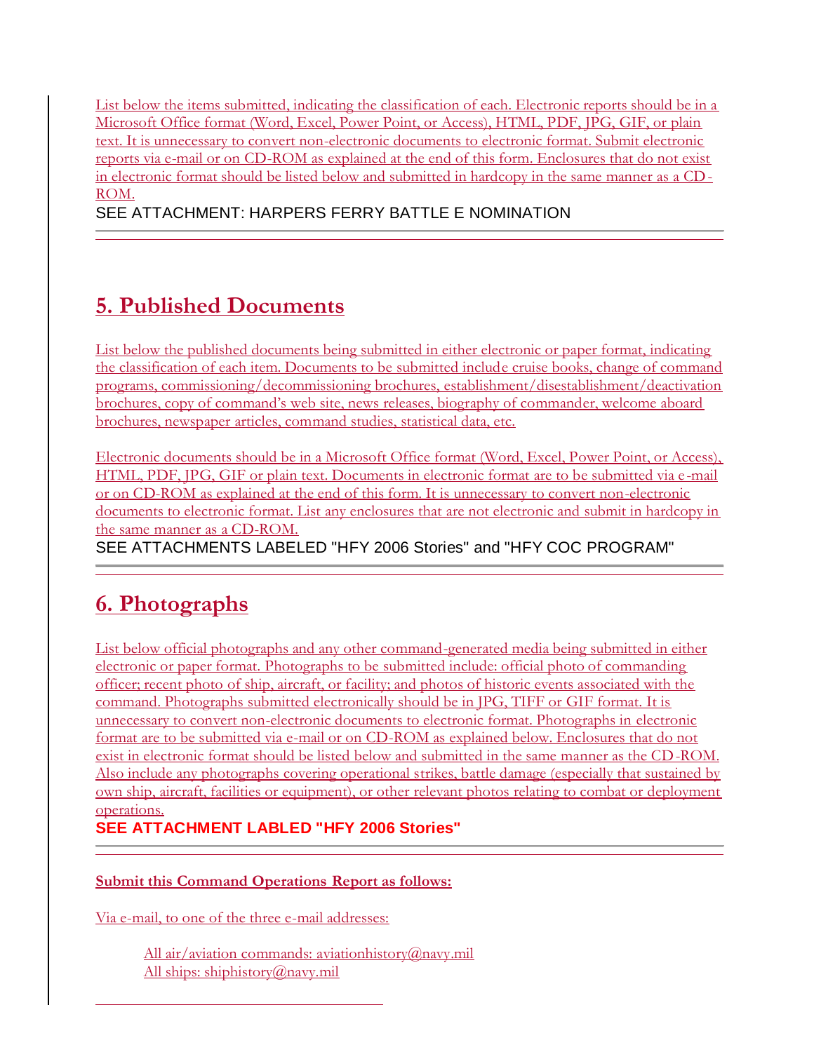List below the items submitted, indicating the classification of each. Electronic reports should be in a Microsoft Office format (Word, Excel, Power Point, or Access), HTML, PDF, JPG, GIF, or plain text. It is unnecessary to convert non-electronic documents to electronic format. Submit electronic reports via e-mail or on CD-ROM as explained at the end of this form. Enclosures that do not exist in electronic format should be listed below and submitted in hardcopy in the same manner as a CD-ROM.

SEE ATTACHMENT: HARPERS FERRY BATTLE E NOMINATION

---

## 5. Published Documents

List below the published documents being submitted in either electronic or paper format, indicating the classification of each item. Documents to be submitted include cruise books, change of command programs, commissioning/decommissioning brochures, establishment/disestablishment/deactivation brochures, copy of command's web site, news releases, biography of commander, welcome aboard brochures, newspaper articles, command studies, statistical data, etc.

Electronic documents should be in a Microsoft Office format (Word, Excel, Power Point, or Access), HTML, PDF, JPG, GIF or plain text. Documents in electronic format are to be submitted via e-mail or on CD-ROM as explained at the end of this form. It is unnecessary to convert non-electronic documents to electronic format. List any enclosures that are not electronic and submit in hardcopy in the same manner as a CD-ROM.

SEE ATTACHMENTS LABELED "HFY 2006 Stories" and "HFY COC PROGRAM"

---

## 6. Photographs

List below official photographs and any other command-generated media being submitted in either electronic or paper format. Photographs to be submitted include: official photo of commanding officer; recent photo of ship, aircraft, or facility; and photos of historic events associated with the command. Photographs submitted electronically should be in JPG, TIFF or GIF format. It is unnecessary to convert non-electronic documents to electronic format. Photographs in electronic format are to be submitted via e-mail or on CD-ROM as explained below. Enclosures that do not exist in electronic format should be listed below and submitted in the same manner as the CD-ROM. Also include any photographs covering operational strikes, battle damage (especially that sustained by own ship, aircraft, facilities or equipment), or other relevant photos relating to combat or deployment operations.

**SEE ATTACHMENT LABLED "HFY 2006 Stories"**

---

**Submit this Command Operations Report as follows:**

Via e-mail, to one of the three e-mail addresses:

All air/aviation commands: aviationhistory@navy.mil
All ships: shiphistory@navy.mil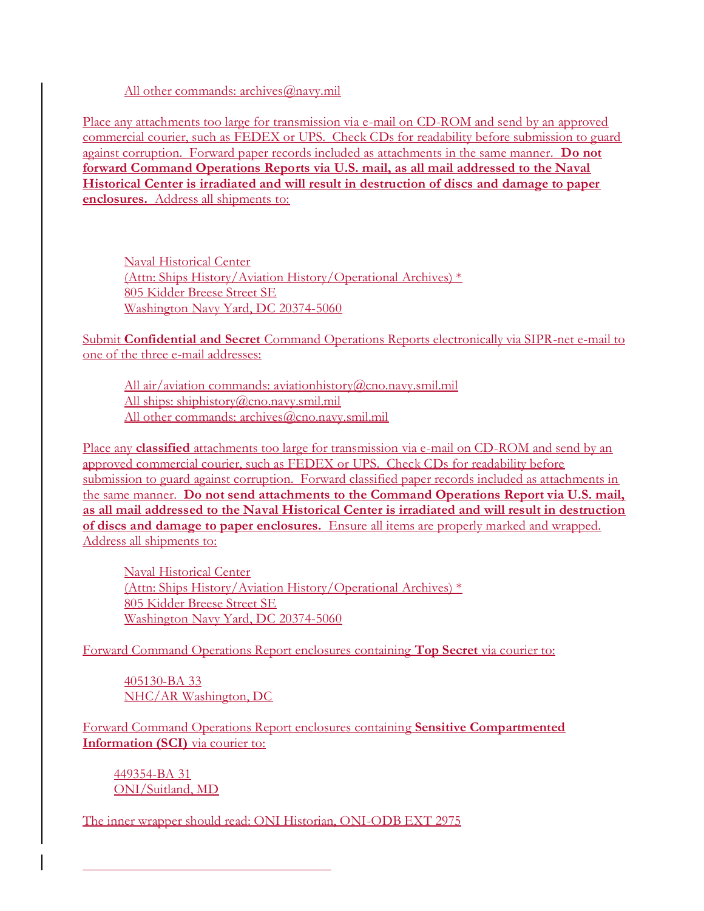All other commands: archives@navy.mil

Place any attachments too large for transmission via e-mail on CD-ROM and send by an approved commercial courier, such as FEDEX or UPS. Check CDs for readability before submission to guard against corruption. Forward paper records included as attachments in the same manner. **Do not forward Command Operations Reports via U.S. mail, as all mail addressed to the Naval Historical Center is irradiated and will result in destruction of discs and damage to paper enclosures.** Address all shipments to:

Naval Historical Center
(Attn: Ships History/Aviation History/Operational Archives) *
805 Kidder Breese Street SE
Washington Navy Yard, DC 20374-5060

Submit **Confidential and Secret** Command Operations Reports electronically via SIPR-net e-mail to one of the three e-mail addresses:

All air/aviation commands: aviationhistory@cno.navy.smil.mil
All ships: shiphistory@cno.navy.smil.mil
All other commands: archives@cno.navy.smil.mil

Place any **classified** attachments too large for transmission via e-mail on CD-ROM and send by an approved commercial courier, such as FEDEX or UPS. Check CDs for readability before submission to guard against corruption. Forward classified paper records included as attachments in the same manner. **Do not send attachments to the Command Operations Report via U.S. mail, as all mail addressed to the Naval Historical Center is irradiated and will result in destruction of discs and damage to paper enclosures.** Ensure all items are properly marked and wrapped. Address all shipments to:

Naval Historical Center
(Attn: Ships History/Aviation History/Operational Archives) *
805 Kidder Breese Street SE
Washington Navy Yard, DC 20374-5060

Forward Command Operations Report enclosures containing **Top Secret** via courier to:

405130-BA 33
NHC/AR Washington, DC

Forward Command Operations Report enclosures containing **Sensitive Compartmented Information (SCI)** via courier to:

449354-BA 31
ONI/Suitland, MD

The inner wrapper should read: ONI Historian, ONI-ODB EXT 2975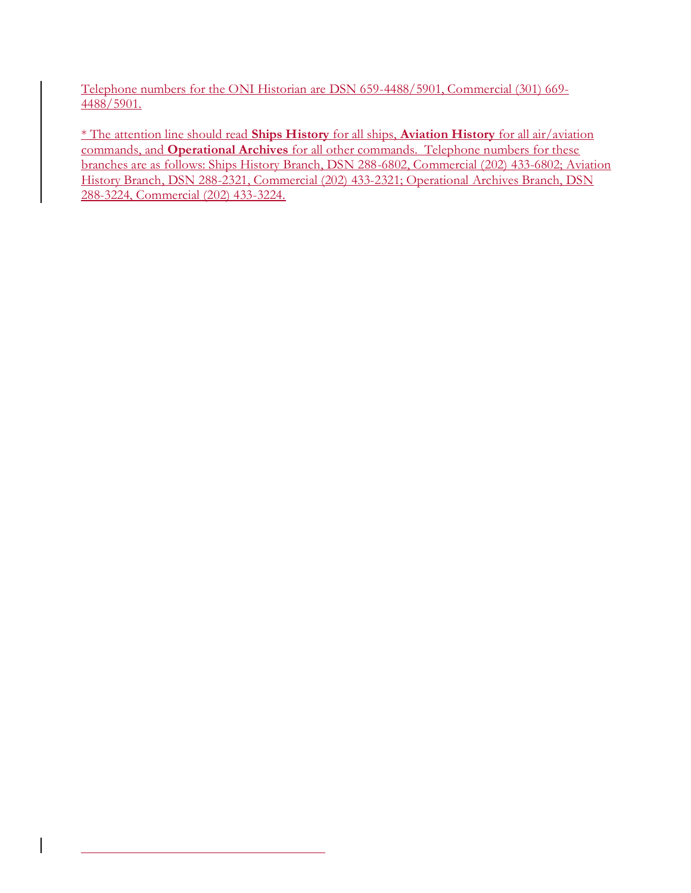Telephone numbers for the ONI Historian are DSN 659-4488/5901, Commercial (301) 669-4488/5901.

* The attention line should read **Ships History** for all ships, **Aviation History** for all air/aviation commands, and **Operational Archives** for all other commands. Telephone numbers for these branches are as follows: Ships History Branch, DSN 288-6802, Commercial (202) 433-6802; Aviation History Branch, DSN 288-2321, Commercial (202) 433-2321; Operational Archives Branch, DSN 288-3224, Commercial (202) 433-3224.